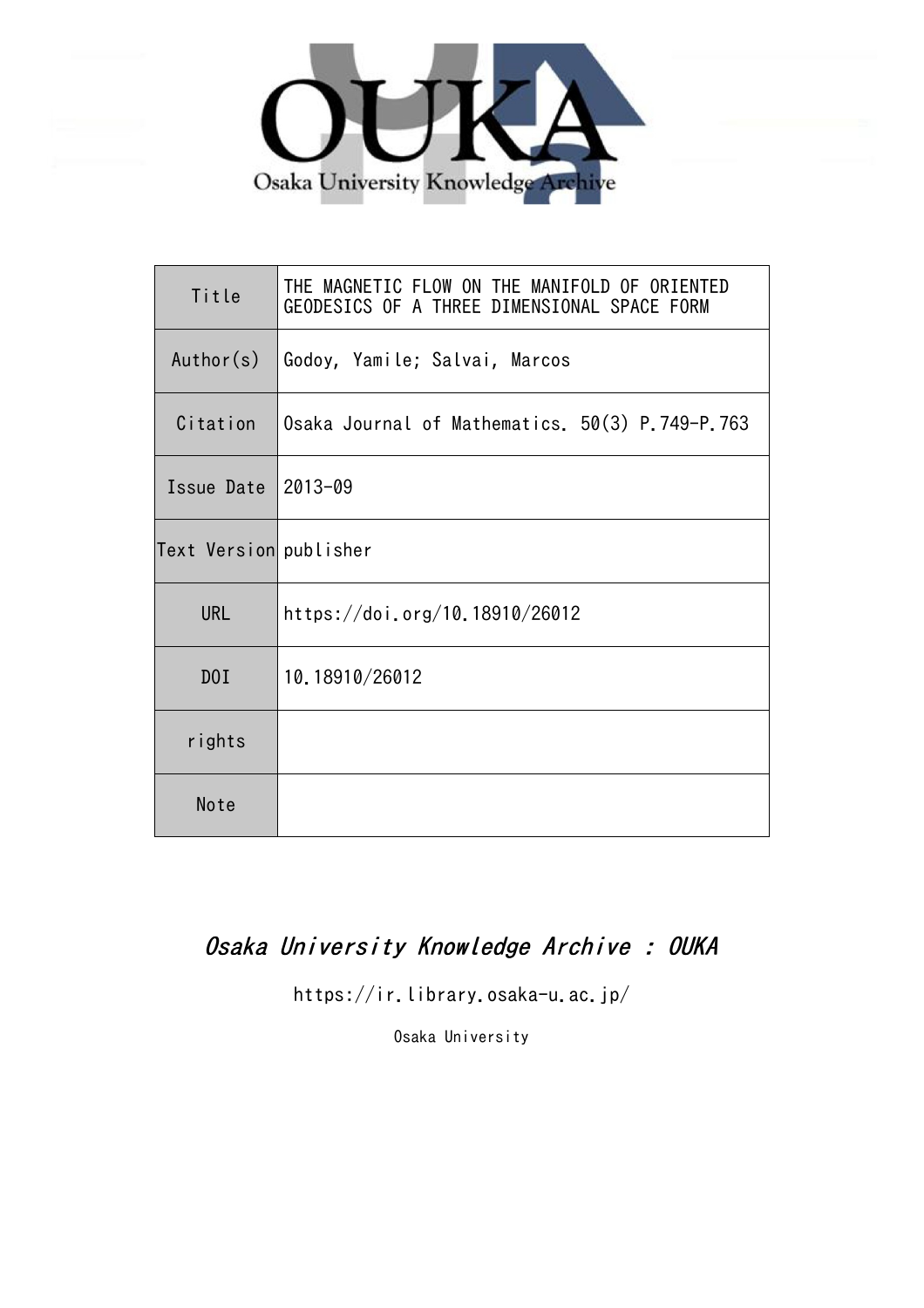Osaka University Knowledge Archive

| Title | THE MAGNETIC FLOW ON THE MANIFOLD OF ORIENTED GEODESICS OF A THREE DIMENSIONAL SPACE FORM |
|---|---|
| Author(s) | Godoy, Yamile; Salvai, Marcos |
| Citation | Osaka Journal of Mathematics. 50(3) P.749-P.763 |
| Issue Date | 2013-09 |
| Text Version | publisher |
| URL | https://doi.org/10.18910/26012 |
| DOI | 10.18910/26012 |
| rights | |
| Note | |

*Osaka University Knowledge Archive : OUKA*

https://ir.library.osaka-u.ac.jp/

Osaka University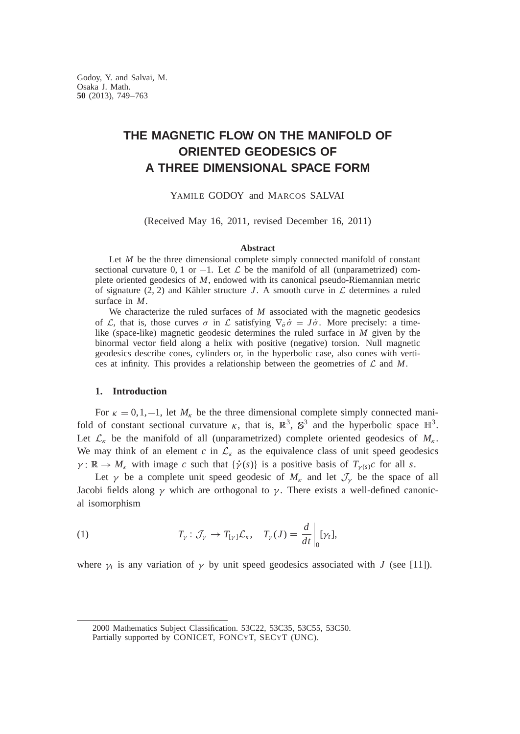Godoy, Y. and Salvai, M.
Osaka J. Math.
**50** (2013), 749–763

# THE MAGNETIC FLOW ON THE MANIFOLD OF ORIENTED GEODESICS OF A THREE DIMENSIONAL SPACE FORM

YAMILE GODOY and MARCOS SALVAI

(Received May 16, 2011, revised December 16, 2011)

### Abstract

Let $M$ be the three dimensional complete simply connected manifold of constant sectional curvature 0, 1 or $-1$. Let $\mathcal{L}$ be the manifold of all (unparametrized) complete oriented geodesics of $M$, endowed with its canonical pseudo-Riemannian metric of signature $(2, 2)$ and Kähler structure $J$. A smooth curve in $\mathcal{L}$ determines a ruled surface in $M$.

We characterize the ruled surfaces of $M$ associated with the magnetic geodesics of $\mathcal{L}$, that is, those curves $\sigma$ in $\mathcal{L}$ satisfying $\nabla_{\dot{\sigma}}\dot{\sigma} = J\dot{\sigma}$. More precisely: a timelike (space-like) magnetic geodesic determines the ruled surface in $M$ given by the binormal vector field along a helix with positive (negative) torsion. Null magnetic geodesics describe cones, cylinders or, in the hyperbolic case, also cones with vertices at infinity. This provides a relationship between the geometries of $\mathcal{L}$ and $M$.

## 1. Introduction

For $\kappa = 0, 1, -1$, let $M_\kappa$ be the three dimensional complete simply connected manifold of constant sectional curvature $\kappa$, that is, $\mathbb{R}^3$, $\mathbb{S}^3$ and the hyperbolic space $\mathbb{H}^3$. Let $\mathcal{L}_\kappa$ be the manifold of all (unparametrized) complete oriented geodesics of $M_\kappa$. We may think of an element $c$ in $\mathcal{L}_\kappa$ as the equivalence class of unit speed geodesics $\gamma\colon \mathbb{R} \to M_\kappa$ with image $c$ such that $\{\dot{\gamma}(s)\}$ is a positive basis of $T_{\gamma(s)}c$ for all $s$.

Let $\gamma$ be a complete unit speed geodesic of $M_\kappa$ and let $\mathcal{J}_\gamma$ be the space of all Jacobi fields along $\gamma$ which are orthogonal to $\gamma$. There exists a well-defined canonical isomorphism

$$T_\gamma\colon \mathcal{J}_\gamma \to T_{[\gamma]}\mathcal{L}_\kappa, \quad T_\gamma(J) = \left.\frac{d}{dt}\right|_0 [\gamma_t], \tag{1}$$

where $\gamma_t$ is any variation of $\gamma$ by unit speed geodesics associated with $J$ (see [11]).

---

2000 Mathematics Subject Classification. 53C22, 53C35, 53C55, 53C50.
Partially supported by CONICET, FONCYT, SECYT (UNC).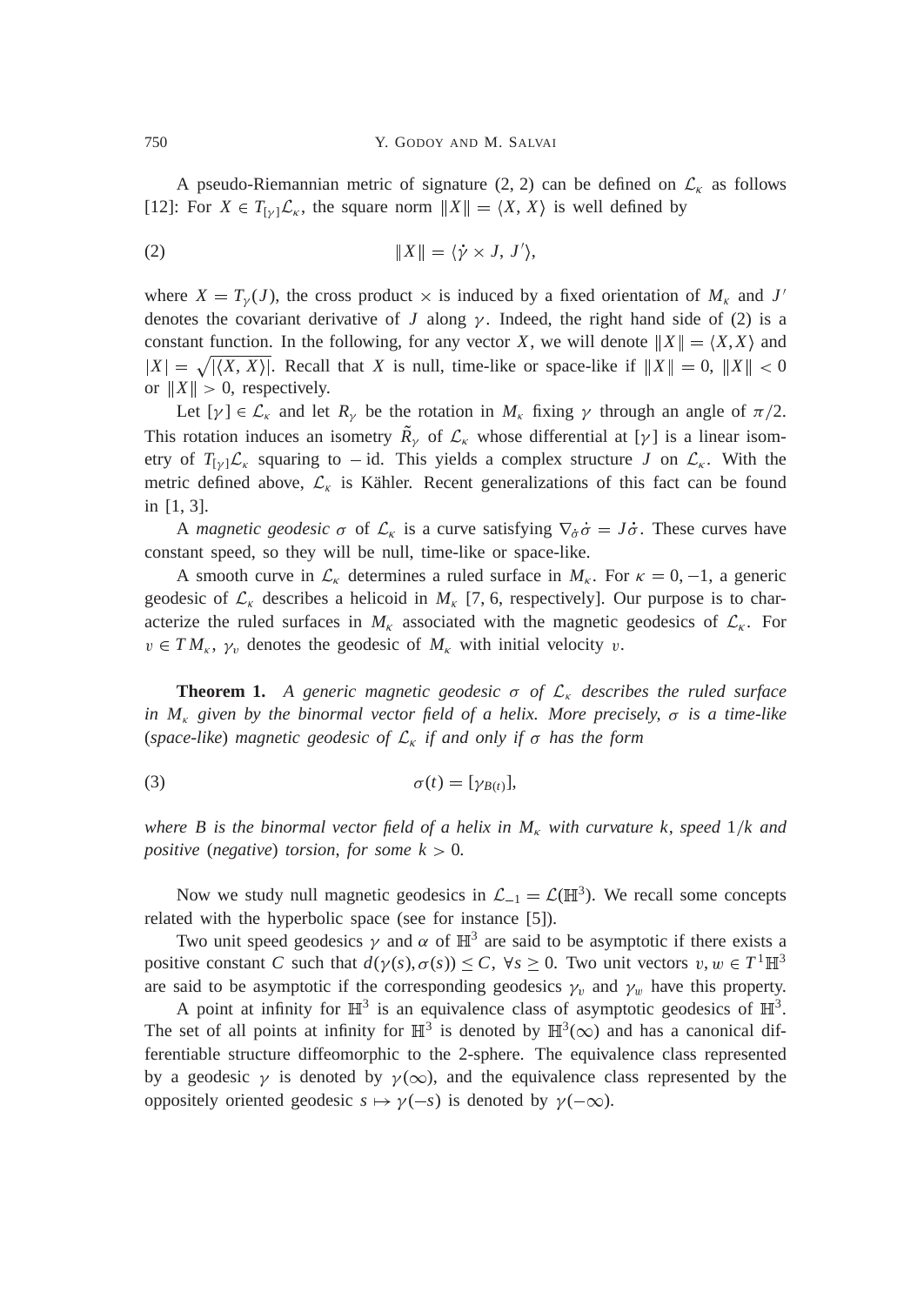A pseudo-Riemannian metric of signature (2, 2) can be defined on $\mathcal{L}_\kappa$ as follows [12]: For $X \in T_{[\gamma]}\mathcal{L}_\kappa$, the square norm $\|X\| = \langle X, X \rangle$ is well defined by

$$\|X\| = \langle \dot{\gamma} \times J, J' \rangle, \tag{2}$$

where $X = T_\gamma(J)$, the cross product $\times$ is induced by a fixed orientation of $M_\kappa$ and $J'$ denotes the covariant derivative of $J$ along $\gamma$. Indeed, the right hand side of (2) is a constant function. In the following, for any vector $X$, we will denote $\|X\| = \langle X, X \rangle$ and $|X| = \sqrt{|\langle X, X \rangle|}$. Recall that $X$ is null, time-like or space-like if $\|X\| = 0$, $\|X\| < 0$ or $\|X\| > 0$, respectively.

Let $[\gamma] \in \mathcal{L}_\kappa$ and let $R_\gamma$ be the rotation in $M_\kappa$ fixing $\gamma$ through an angle of $\pi/2$. This rotation induces an isometry $\tilde{R}_\gamma$ of $\mathcal{L}_\kappa$ whose differential at $[\gamma]$ is a linear isometry of $T_{[\gamma]}\mathcal{L}_\kappa$ squaring to $-\operatorname{id}$. This yields a complex structure $J$ on $\mathcal{L}_\kappa$. With the metric defined above, $\mathcal{L}_\kappa$ is Kähler. Recent generalizations of this fact can be found in [1, 3].

A *magnetic geodesic* $\sigma$ of $\mathcal{L}_\kappa$ is a curve satisfying $\nabla_{\dot{\sigma}}\dot{\sigma} = J\dot{\sigma}$. These curves have constant speed, so they will be null, time-like or space-like.

A smooth curve in $\mathcal{L}_\kappa$ determines a ruled surface in $M_\kappa$. For $\kappa = 0, -1$, a generic geodesic of $\mathcal{L}_\kappa$ describes a helicoid in $M_\kappa$ [7, 6, respectively]. Our purpose is to characterize the ruled surfaces in $M_\kappa$ associated with the magnetic geodesics of $\mathcal{L}_\kappa$. For $v \in TM_\kappa$, $\gamma_v$ denotes the geodesic of $M_\kappa$ with initial velocity $v$.

**Theorem 1.** *A generic magnetic geodesic $\sigma$ of $\mathcal{L}_\kappa$ describes the ruled surface in $M_\kappa$ given by the binormal vector field of a helix. More precisely, $\sigma$ is a time-like (space-like) magnetic geodesic of $\mathcal{L}_\kappa$ if and only if $\sigma$ has the form*

$$\sigma(t) = [\gamma_{B(t)}], \tag{3}$$

*where $B$ is the binormal vector field of a helix in $M_\kappa$ with curvature $k$, speed $1/k$ and positive (negative) torsion, for some $k > 0$.*

Now we study null magnetic geodesics in $\mathcal{L}_{-1} = \mathcal{L}(\mathbb{H}^3)$. We recall some concepts related with the hyperbolic space (see for instance [5]).

Two unit speed geodesics $\gamma$ and $\alpha$ of $\mathbb{H}^3$ are said to be asymptotic if there exists a positive constant $C$ such that $d(\gamma(s), \sigma(s)) \leq C$, $\forall s \geq 0$. Two unit vectors $v, w \in T^1\mathbb{H}^3$ are said to be asymptotic if the corresponding geodesics $\gamma_v$ and $\gamma_w$ have this property.

A point at infinity for $\mathbb{H}^3$ is an equivalence class of asymptotic geodesics of $\mathbb{H}^3$. The set of all points at infinity for $\mathbb{H}^3$ is denoted by $\mathbb{H}^3(\infty)$ and has a canonical differentiable structure diffeomorphic to the 2-sphere. The equivalence class represented by a geodesic $\gamma$ is denoted by $\gamma(\infty)$, and the equivalence class represented by the oppositely oriented geodesic $s \mapsto \gamma(-s)$ is denoted by $\gamma(-\infty)$.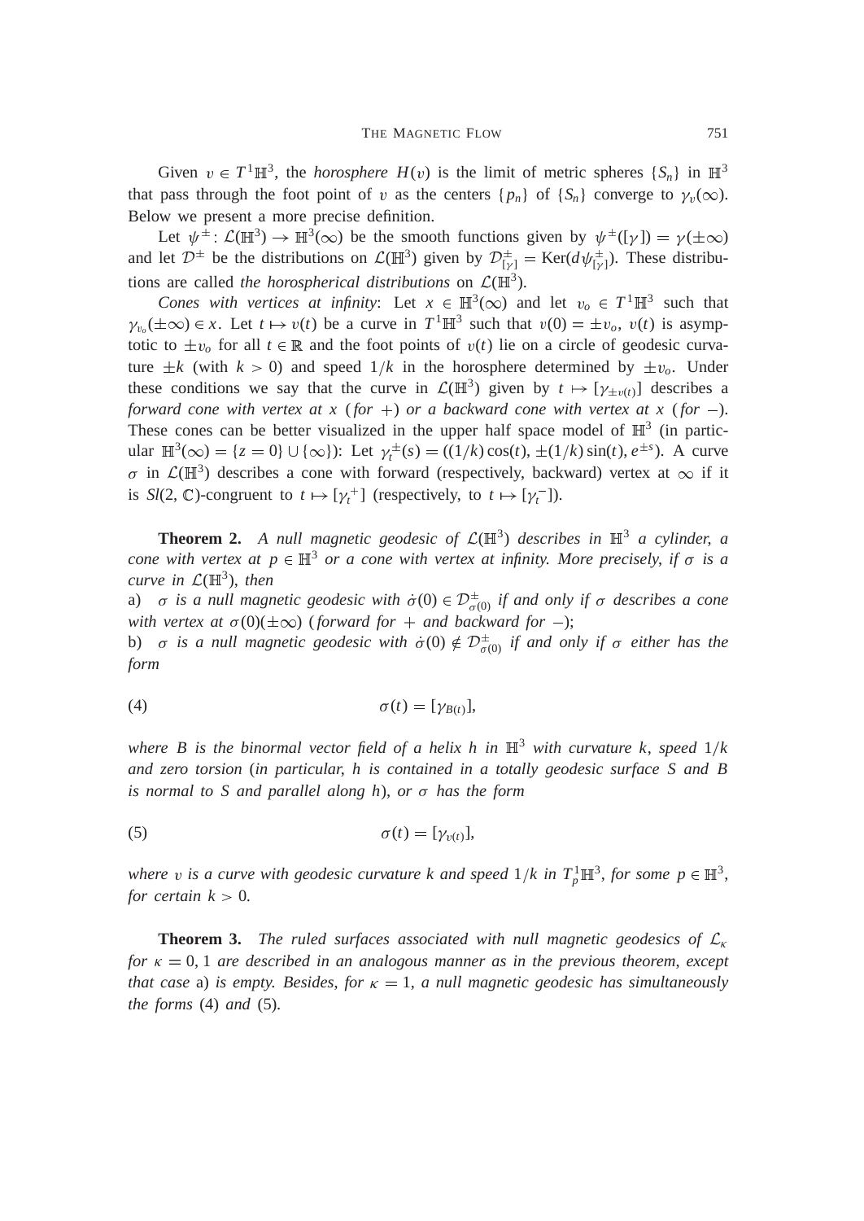Given $v \in T^1\mathbb{H}^3$, the *horosphere* $H(v)$ is the limit of metric spheres $\{S_n\}$ in $\mathbb{H}^3$ that pass through the foot point of $v$ as the centers $\{p_n\}$ of $\{S_n\}$ converge to $\gamma_v(\infty)$. Below we present a more precise definition.

Let $\psi^\pm \colon \mathcal{L}(\mathbb{H}^3) \to \mathbb{H}^3(\infty)$ be the smooth functions given by $\psi^\pm([\gamma]) = \gamma(\pm\infty)$ and let $\mathcal{D}^\pm$ be the distributions on $\mathcal{L}(\mathbb{H}^3)$ given by $\mathcal{D}^\pm_{[\gamma]} = \operatorname{Ker}(d\psi^\pm_{[\gamma]})$. These distributions are called *the horospherical distributions* on $\mathcal{L}(\mathbb{H}^3)$.

*Cones with vertices at infinity*: Let $x \in \mathbb{H}^3(\infty)$ and let $v_o \in T^1\mathbb{H}^3$ such that $\gamma_{v_o}(\pm\infty) \in x$. Let $t \mapsto v(t)$ be a curve in $T^1\mathbb{H}^3$ such that $v(0) = \pm v_o$, $v(t)$ is asymptotic to $\pm v_o$ for all $t \in \mathbb{R}$ and the foot points of $v(t)$ lie on a circle of geodesic curvature $\pm k$ (with $k > 0$) and speed $1/k$ in the horosphere determined by $\pm v_o$. Under these conditions we say that the curve in $\mathcal{L}(\mathbb{H}^3)$ given by $t \mapsto [\gamma_{\pm v(t)}]$ describes a *forward cone with vertex at $x$ (for $+$) or a backward cone with vertex at $x$ (for $-$)*. These cones can be better visualized in the upper half space model of $\mathbb{H}^3$ (in particular $\mathbb{H}^3(\infty) = \{z = 0\} \cup \{\infty\}$): Let $\gamma_t^\pm(s) = ((1/k)\cos(t), \pm(1/k)\sin(t), e^{\pm s})$. A curve $\sigma$ in $\mathcal{L}(\mathbb{H}^3)$ describes a cone with forward (respectively, backward) vertex at $\infty$ if it is $Sl(2,\mathbb{C})$-congruent to $t \mapsto [\gamma_t^+]$ (respectively, to $t \mapsto [\gamma_t^-]$).

**Theorem 2.** *A null magnetic geodesic of $\mathcal{L}(\mathbb{H}^3)$ describes in $\mathbb{H}^3$ a cylinder, a cone with vertex at $p \in \mathbb{H}^3$ or a cone with vertex at infinity. More precisely, if $\sigma$ is a curve in $\mathcal{L}(\mathbb{H}^3)$, then*

a) *$\sigma$ is a null magnetic geodesic with $\dot\sigma(0) \in \mathcal{D}^\pm_{\sigma(0)}$ if and only if $\sigma$ describes a cone with vertex at $\sigma(0)(\pm\infty)$ (forward for $+$ and backward for $-$);*

b) *$\sigma$ is a null magnetic geodesic with $\dot\sigma(0) \notin \mathcal{D}^\pm_{\sigma(0)}$ if and only if $\sigma$ either has the form*

$$\sigma(t) = [\gamma_{B(t)}], \tag{4}$$

*where $B$ is the binormal vector field of a helix $h$ in $\mathbb{H}^3$ with curvature $k$, speed $1/k$ and zero torsion (in particular, $h$ is contained in a totally geodesic surface $S$ and $B$ is normal to $S$ and parallel along $h$), or $\sigma$ has the form*

$$\sigma(t) = [\gamma_{v(t)}], \tag{5}$$

*where $v$ is a curve with geodesic curvature $k$ and speed $1/k$ in $T^1_p\mathbb{H}^3$, for some $p \in \mathbb{H}^3$, for certain $k > 0$.*

**Theorem 3.** *The ruled surfaces associated with null magnetic geodesics of $\mathcal{L}_\kappa$ for $\kappa = 0, 1$ are described in an analogous manner as in the previous theorem, except that case* a) *is empty. Besides, for $\kappa = 1$, a null magnetic geodesic has simultaneously the forms* (4) *and* (5).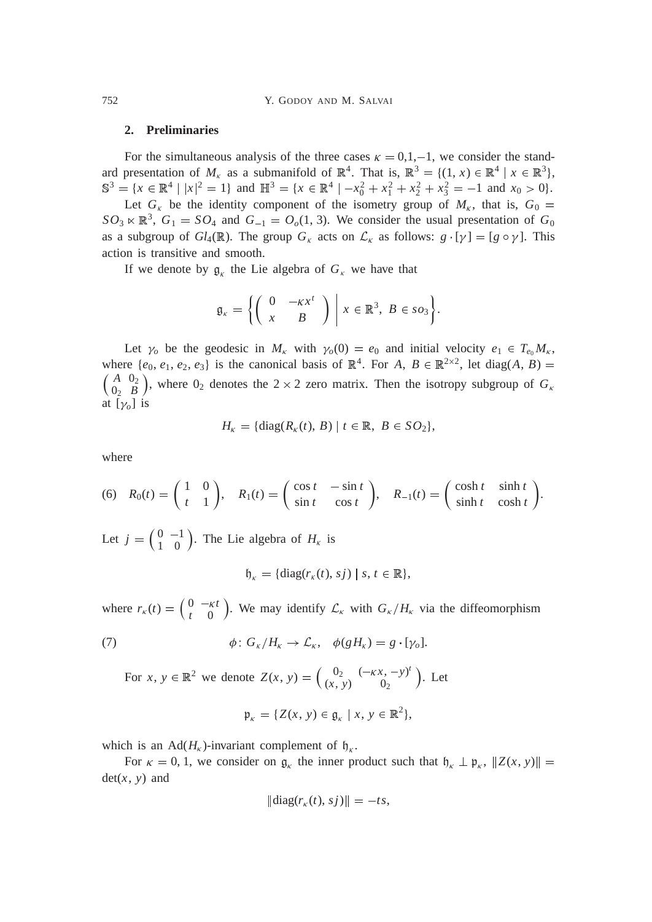## 2. Preliminaries

For the simultaneous analysis of the three cases $\kappa = 0,1,-1$, we consider the standard presentation of $M_\kappa$ as a submanifold of $\mathbb{R}^4$. That is, $\mathbb{R}^3 = \{(1, x) \in \mathbb{R}^4 \mid x \in \mathbb{R}^3\}$, $\mathbb{S}^3 = \{x \in \mathbb{R}^4 \mid |x|^2 = 1\}$ and $\mathbb{H}^3 = \{x \in \mathbb{R}^4 \mid -x_0^2 + x_1^2 + x_2^2 + x_3^2 = -1 \text{ and } x_0 > 0\}$.

Let $G_\kappa$ be the identity component of the isometry group of $M_\kappa$, that is, $G_0 = SO_3 \ltimes \mathbb{R}^3$, $G_1 = SO_4$ and $G_{-1} = O_o(1, 3)$. We consider the usual presentation of $G_0$ as a subgroup of $Gl_4(\mathbb{R})$. The group $G_\kappa$ acts on $\mathcal{L}_\kappa$ as follows: $g \cdot [\gamma] = [g \circ \gamma]$. This action is transitive and smooth.

If we denote by $\mathfrak{g}_\kappa$ the Lie algebra of $G_\kappa$ we have that

$$\mathfrak{g}_\kappa = \left\{ \begin{pmatrix} 0 & -\kappa x^t \\ x & B \end{pmatrix} \;\middle|\; x \in \mathbb{R}^3,\ B \in so_3 \right\}.$$

Let $\gamma_o$ be the geodesic in $M_\kappa$ with $\gamma_o(0) = e_0$ and initial velocity $e_1 \in T_{e_0}M_\kappa$, where $\{e_0, e_1, e_2, e_3\}$ is the canonical basis of $\mathbb{R}^4$. For $A, B \in \mathbb{R}^{2\times 2}$, let $\operatorname{diag}(A, B) = \begin{pmatrix} A & 0_2 \\ 0_2 & B \end{pmatrix}$, where $0_2$ denotes the $2 \times 2$ zero matrix. Then the isotropy subgroup of $G_\kappa$ at $[\gamma_o]$ is

$$H_\kappa = \{\operatorname{diag}(R_\kappa(t), B) \mid t \in \mathbb{R},\ B \in SO_2\},$$

where

$$(6) \quad R_0(t) = \begin{pmatrix} 1 & 0 \\ t & 1 \end{pmatrix}, \quad R_1(t) = \begin{pmatrix} \cos t & -\sin t \\ \sin t & \cos t \end{pmatrix}, \quad R_{-1}(t) = \begin{pmatrix} \cosh t & \sinh t \\ \sinh t & \cosh t \end{pmatrix}.$$

Let $j = \begin{pmatrix} 0 & -1 \\ 1 & 0 \end{pmatrix}$. The Lie algebra of $H_\kappa$ is

$$\mathfrak{h}_\kappa = \{\operatorname{diag}(r_\kappa(t), sj) \mid s, t \in \mathbb{R}\},$$

where $r_\kappa(t) = \begin{pmatrix} 0 & -\kappa t \\ t & 0 \end{pmatrix}$. We may identify $\mathcal{L}_\kappa$ with $G_\kappa/H_\kappa$ via the diffeomorphism

$$(7) \qquad \phi\colon G_\kappa/H_\kappa \to \mathcal{L}_\kappa, \quad \phi(gH_\kappa) = g \cdot [\gamma_o].$$

For $x, y \in \mathbb{R}^2$ we denote $Z(x, y) = \begin{pmatrix} 0_2 & (-\kappa x, -y)^t \\ (x, y) & 0_2 \end{pmatrix}$. Let

$$\mathfrak{p}_\kappa = \{Z(x, y) \in \mathfrak{g}_\kappa \mid x, y \in \mathbb{R}^2\},$$

which is an $\operatorname{Ad}(H_\kappa)$-invariant complement of $\mathfrak{h}_\kappa$.

For $\kappa = 0, 1$, we consider on $\mathfrak{g}_\kappa$ the inner product such that $\mathfrak{h}_\kappa \perp \mathfrak{p}_\kappa$, $\|Z(x, y)\| = \det(x, y)$ and

$$\|\operatorname{diag}(r_\kappa(t), sj)\| = -ts,$$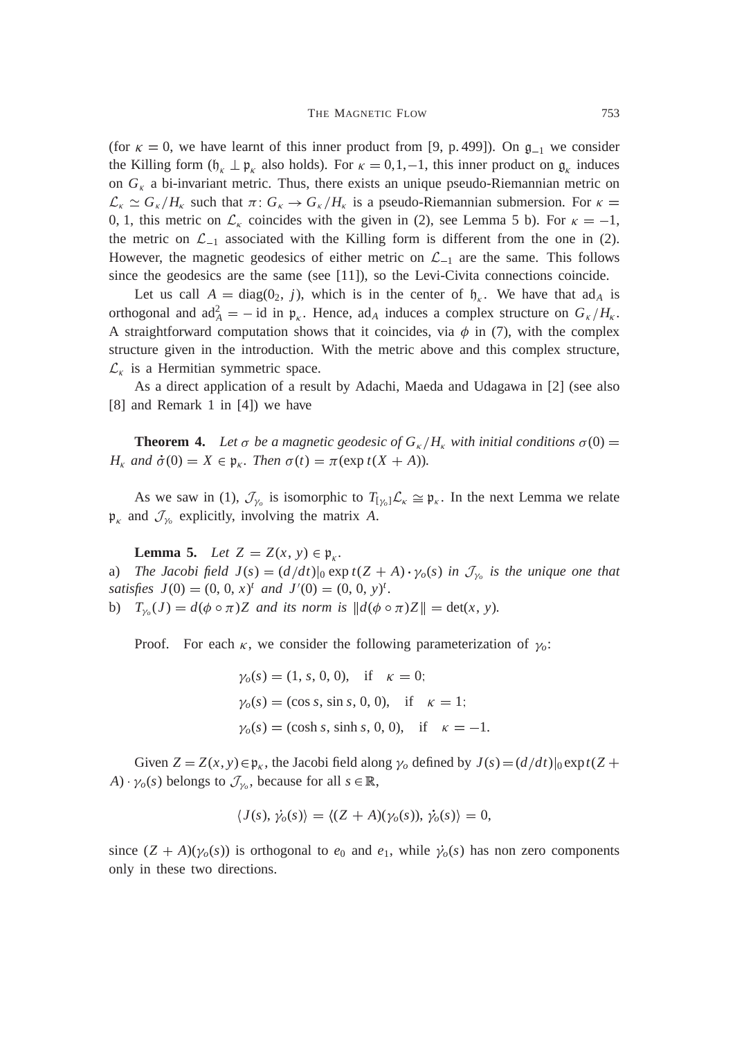(for $\kappa = 0$, we have learnt of this inner product from [9, p. 499]). On $\mathfrak{g}_{-1}$ we consider the Killing form ($\mathfrak{h}_\kappa \perp \mathfrak{p}_\kappa$ also holds). For $\kappa = 0, 1, -1$, this inner product on $\mathfrak{g}_\kappa$ induces on $G_\kappa$ a bi-invariant metric. Thus, there exists an unique pseudo-Riemannian metric on $\mathcal{L}_\kappa \simeq G_\kappa / H_\kappa$ such that $\pi \colon G_\kappa \to G_\kappa / H_\kappa$ is a pseudo-Riemannian submersion. For $\kappa = 0, 1$, this metric on $\mathcal{L}_\kappa$ coincides with the given in (2), see Lemma 5 b). For $\kappa = -1$, the metric on $\mathcal{L}_{-1}$ associated with the Killing form is different from the one in (2). However, the magnetic geodesics of either metric on $\mathcal{L}_{-1}$ are the same. This follows since the geodesics are the same (see [11]), so the Levi-Civita connections coincide.

Let us call $A = \operatorname{diag}(0_2, j)$, which is in the center of $\mathfrak{h}_\kappa$. We have that $\operatorname{ad}_A$ is orthogonal and $\operatorname{ad}_A^2 = -\operatorname{id}$ in $\mathfrak{p}_\kappa$. Hence, $\operatorname{ad}_A$ induces a complex structure on $G_\kappa / H_\kappa$. A straightforward computation shows that it coincides, via $\phi$ in (7), with the complex structure given in the introduction. With the metric above and this complex structure, $\mathcal{L}_\kappa$ is a Hermitian symmetric space.

As a direct application of a result by Adachi, Maeda and Udagawa in [2] (see also [8] and Remark 1 in [4]) we have

**Theorem 4.** *Let $\sigma$ be a magnetic geodesic of $G_\kappa / H_\kappa$ with initial conditions $\sigma(0) = H_\kappa$ and $\dot{\sigma}(0) = X \in \mathfrak{p}_\kappa$. Then $\sigma(t) = \pi(\exp t(X + A))$.*

As we saw in (1), $\mathcal{J}_{\gamma_o}$ is isomorphic to $T_{[\gamma_o]}\mathcal{L}_\kappa \cong \mathfrak{p}_\kappa$. In the next Lemma we relate $\mathfrak{p}_\kappa$ and $\mathcal{J}_{\gamma_o}$ explicitly, involving the matrix $A$.

**Lemma 5.** *Let $Z = Z(x, y) \in \mathfrak{p}_\kappa$.*
a) *The Jacobi field $J(s) = (d/dt)|_0 \exp t(Z + A) \cdot \gamma_o(s)$ in $\mathcal{J}_{\gamma_o}$ is the unique one that satisfies $J(0) = (0, 0, x)^t$ and $J'(0) = (0, 0, y)^t$.*
b) *$T_{\gamma_o}(J) = d(\phi \circ \pi) Z$ and its norm is $\| d(\phi \circ \pi) Z \| = \det(x, y)$.*

Proof. For each $\kappa$, we consider the following parameterization of $\gamma_o$:

$$\gamma_o(s) = (1, s, 0, 0), \quad \text{if} \quad \kappa = 0;$$
$$\gamma_o(s) = (\cos s, \sin s, 0, 0), \quad \text{if} \quad \kappa = 1;$$
$$\gamma_o(s) = (\cosh s, \sinh s, 0, 0), \quad \text{if} \quad \kappa = -1.$$

Given $Z = Z(x, y) \in \mathfrak{p}_\kappa$, the Jacobi field along $\gamma_o$ defined by $J(s) = (d/dt)|_0 \exp t(Z + A) \cdot \gamma_o(s)$ belongs to $\mathcal{J}_{\gamma_o}$, because for all $s \in \mathbb{R}$,

$$\langle J(s), \dot{\gamma_o}(s) \rangle = \langle (Z + A)(\gamma_o(s)), \dot{\gamma_o}(s) \rangle = 0,$$

since $(Z + A)(\gamma_o(s))$ is orthogonal to $e_0$ and $e_1$, while $\dot{\gamma_o}(s)$ has non zero components only in these two directions.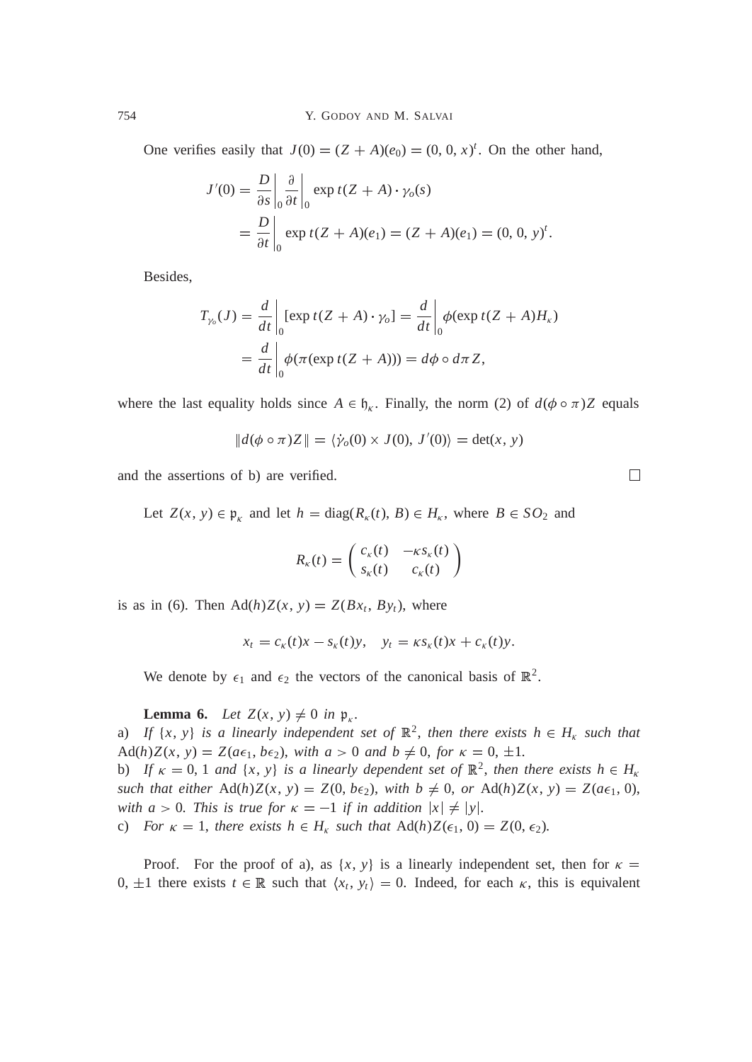One verifies easily that $J(0) = (Z + A)(e_0) = (0, 0, x)^t$. On the other hand,

$$J'(0) = \left.\frac{D}{\partial s}\right|_0 \left.\frac{\partial}{\partial t}\right|_0 \exp t(Z + A) \cdot \gamma_o(s)$$
$$= \left.\frac{D}{\partial t}\right|_0 \exp t(Z + A)(e_1) = (Z + A)(e_1) = (0, 0, y)^t.$$

Besides,

$$T_{\gamma_o}(J) = \left.\frac{d}{dt}\right|_0 [\exp t(Z + A) \cdot \gamma_o] = \left.\frac{d}{dt}\right|_0 \phi(\exp t(Z + A)H_\kappa)$$
$$= \left.\frac{d}{dt}\right|_0 \phi(\pi(\exp t(Z + A))) = d\phi \circ d\pi Z,$$

where the last equality holds since $A \in \mathfrak{h}_\kappa$. Finally, the norm (2) of $d(\phi \circ \pi)Z$ equals

$$\|d(\phi \circ \pi)Z\| = \langle \dot\gamma_o(0) \times J(0), J'(0)\rangle = \det(x, y)$$

and the assertions of b) are verified. $\square$

Let $Z(x, y) \in \mathfrak{p}_\kappa$ and let $h = \operatorname{diag}(R_\kappa(t), B) \in H_\kappa$, where $B \in SO_2$ and

$$R_\kappa(t) = \begin{pmatrix} c_\kappa(t) & -\kappa s_\kappa(t) \\ s_\kappa(t) & c_\kappa(t) \end{pmatrix}$$

is as in (6). Then $\operatorname{Ad}(h)Z(x, y) = Z(Bx_t, By_t)$, where

$$x_t = c_\kappa(t)x - s_\kappa(t)y, \quad y_t = \kappa s_\kappa(t)x + c_\kappa(t)y.$$

We denote by $\epsilon_1$ and $\epsilon_2$ the vectors of the canonical basis of $\mathbb{R}^2$.

**Lemma 6.** *Let $Z(x, y) \neq 0$ in $\mathfrak{p}_\kappa$.*

a) *If $\{x, y\}$ is a linearly independent set of $\mathbb{R}^2$, then there exists $h \in H_\kappa$ such that $\operatorname{Ad}(h)Z(x, y) = Z(a\epsilon_1, b\epsilon_2)$, with $a > 0$ and $b \neq 0$, for $\kappa = 0, \pm 1$.*

b) *If $\kappa = 0, 1$ and $\{x, y\}$ is a linearly dependent set of $\mathbb{R}^2$, then there exists $h \in H_\kappa$ such that either $\operatorname{Ad}(h)Z(x, y) = Z(0, b\epsilon_2)$, with $b \neq 0$, or $\operatorname{Ad}(h)Z(x, y) = Z(a\epsilon_1, 0)$, with $a > 0$. This is true for $\kappa = -1$ if in addition $|x| \neq |y|$.*

c) *For $\kappa = 1$, there exists $h \in H_\kappa$ such that $\operatorname{Ad}(h)Z(\epsilon_1, 0) = Z(0, \epsilon_2)$.*

Proof. For the proof of a), as $\{x, y\}$ is a linearly independent set, then for $\kappa = 0, \pm 1$ there exists $t \in \mathbb{R}$ such that $\langle x_t, y_t\rangle = 0$. Indeed, for each $\kappa$, this is equivalent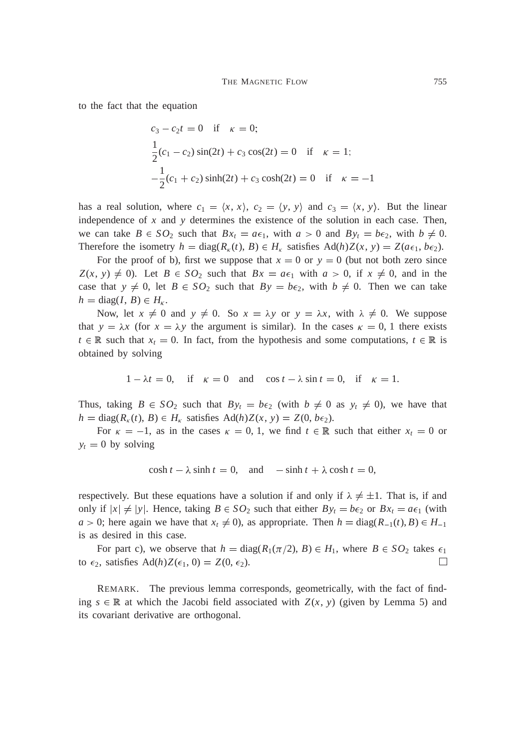to the fact that the equation

$$
\begin{aligned}
&c_3 - c_2 t = 0 \quad \text{if} \quad \kappa = 0;\\
&\frac{1}{2}(c_1 - c_2)\sin(2t) + c_3\cos(2t) = 0 \quad \text{if} \quad \kappa = 1;\\
&-\frac{1}{2}(c_1 + c_2)\sinh(2t) + c_3\cosh(2t) = 0 \quad \text{if} \quad \kappa = -1
\end{aligned}
$$

has a real solution, where $c_1 = \langle x, x\rangle$, $c_2 = \langle y, y\rangle$ and $c_3 = \langle x, y\rangle$. But the linear independence of $x$ and $y$ determines the existence of the solution in each case. Then, we can take $B \in SO_2$ such that $Bx_t = a\epsilon_1$, with $a > 0$ and $By_t = b\epsilon_2$, with $b \neq 0$. Therefore the isometry $h = \text{diag}(R_\kappa(t), B) \in H_\kappa$ satisfies $\text{Ad}(h)Z(x, y) = Z(a\epsilon_1, b\epsilon_2)$.

For the proof of b), first we suppose that $x = 0$ or $y = 0$ (but not both zero since $Z(x, y) \neq 0$). Let $B \in SO_2$ such that $Bx = a\epsilon_1$ with $a > 0$, if $x \neq 0$, and in the case that $y \neq 0$, let $B \in SO_2$ such that $By = b\epsilon_2$, with $b \neq 0$. Then we can take $h = \text{diag}(I, B) \in H_\kappa$.

Now, let $x \neq 0$ and $y \neq 0$. So $x = \lambda y$ or $y = \lambda x$, with $\lambda \neq 0$. We suppose that $y = \lambda x$ (for $x = \lambda y$ the argument is similar). In the cases $\kappa = 0, 1$ there exists $t \in \mathbb{R}$ such that $x_t = 0$. In fact, from the hypothesis and some computations, $t \in \mathbb{R}$ is obtained by solving

$$1 - \lambda t = 0, \quad \text{if} \quad \kappa = 0 \quad \text{and} \quad \cos t - \lambda \sin t = 0, \quad \text{if} \quad \kappa = 1.$$

Thus, taking $B \in SO_2$ such that $By_t = b\epsilon_2$ (with $b \neq 0$ as $y_t \neq 0$), we have that $h = \text{diag}(R_\kappa(t), B) \in H_\kappa$ satisfies $\text{Ad}(h)Z(x, y) = Z(0, b\epsilon_2)$.

For $\kappa = -1$, as in the cases $\kappa = 0, 1$, we find $t \in \mathbb{R}$ such that either $x_t = 0$ or $y_t = 0$ by solving

$$\cosh t - \lambda \sinh t = 0, \quad \text{and} \quad -\sinh t + \lambda \cosh t = 0,$$

respectively. But these equations have a solution if and only if $\lambda \neq \pm 1$. That is, if and only if $|x| \neq |y|$. Hence, taking $B \in SO_2$ such that either $By_t = b\epsilon_2$ or $Bx_t = a\epsilon_1$ (with $a > 0$; here again we have that $x_t \neq 0$), as appropriate. Then $h = \text{diag}(R_{-1}(t), B) \in H_{-1}$ is as desired in this case.

For part c), we observe that $h = \text{diag}(R_1(\pi/2), B) \in H_1$, where $B \in SO_2$ takes $\epsilon_1$ to $\epsilon_2$, satisfies $\text{Ad}(h)Z(\epsilon_1, 0) = Z(0, \epsilon_2)$. □

REMARK. The previous lemma corresponds, geometrically, with the fact of finding $s \in \mathbb{R}$ at which the Jacobi field associated with $Z(x, y)$ (given by Lemma 5) and its covariant derivative are orthogonal.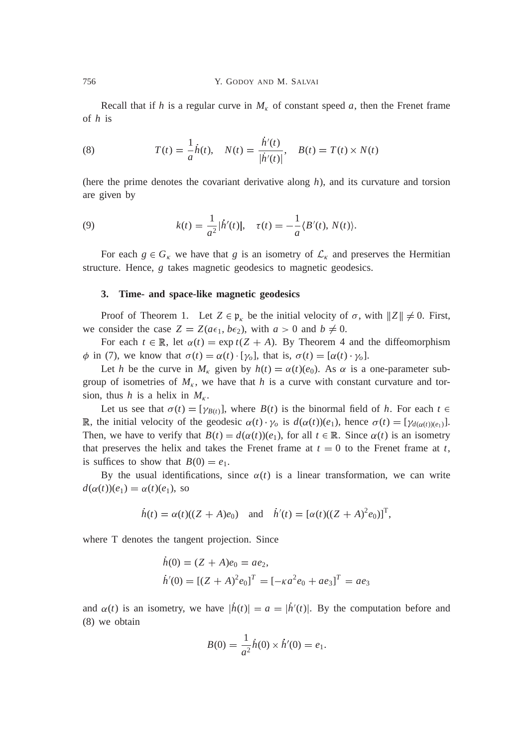Recall that if $h$ is a regular curve in $M_\kappa$ of constant speed $a$, then the Frenet frame of $h$ is

$$T(t) = \frac{1}{a}\dot{h}(t), \quad N(t) = \frac{\dot{h}'(t)}{|\dot{h}'(t)|}, \quad B(t) = T(t) \times N(t) \tag{8}$$

(here the prime denotes the covariant derivative along $h$), and its curvature and torsion are given by

$$k(t) = \frac{1}{a^2}|\dot{h}'(t)|, \quad \tau(t) = -\frac{1}{a}\langle B'(t), N(t)\rangle. \tag{9}$$

For each $g \in G_\kappa$ we have that $g$ is an isometry of $\mathcal{L}_\kappa$ and preserves the Hermitian structure. Hence, $g$ takes magnetic geodesics to magnetic geodesics.

## 3. Time- and space-like magnetic geodesics

Proof of Theorem 1. Let $Z \in \mathfrak{p}_\kappa$ be the initial velocity of $\sigma$, with $\|Z\| \neq 0$. First, we consider the case $Z = Z(a\epsilon_1, b\epsilon_2)$, with $a > 0$ and $b \neq 0$.

For each $t \in \mathbb{R}$, let $\alpha(t) = \exp t(Z + A)$. By Theorem 4 and the diffeomorphism $\phi$ in (7), we know that $\sigma(t) = \alpha(t) \cdot [\gamma_o]$, that is, $\sigma(t) = [\alpha(t) \cdot \gamma_o]$.

Let $h$ be the curve in $M_\kappa$ given by $h(t) = \alpha(t)(e_0)$. As $\alpha$ is a one-parameter subgroup of isometries of $M_\kappa$, we have that $h$ is a curve with constant curvature and torsion, thus $h$ is a helix in $M_\kappa$.

Let us see that $\sigma(t) = [\gamma_{B(t)}]$, where $B(t)$ is the binormal field of $h$. For each $t \in \mathbb{R}$, the initial velocity of the geodesic $\alpha(t) \cdot \gamma_o$ is $d(\alpha(t))(e_1)$, hence $\sigma(t) = [\gamma_{d(\alpha(t))(e_1)}]$. Then, we have to verify that $B(t) = d(\alpha(t))(e_1)$, for all $t \in \mathbb{R}$. Since $\alpha(t)$ is an isometry that preserves the helix and takes the Frenet frame at $t = 0$ to the Frenet frame at $t$, is suffices to show that $B(0) = e_1$.

By the usual identifications, since $\alpha(t)$ is a linear transformation, we can write $d(\alpha(t))(e_1) = \alpha(t)(e_1)$, so

$$\dot{h}(t) = \alpha(t)((Z + A)e_0) \quad \text{and} \quad \dot{h}'(t) = [\alpha(t)((Z + A)^2 e_0)]^{\mathrm{T}},$$

where T denotes the tangent projection. Since

$$\dot{h}(0) = (Z + A)e_0 = ae_2,$$
$$\dot{h}'(0) = [(Z + A)^2 e_0]^T = [-\kappa a^2 e_0 + ae_3]^T = ae_3$$

and $\alpha(t)$ is an isometry, we have $|\dot{h}(t)| = a = |\dot{h}'(t)|$. By the computation before and (8) we obtain

$$B(0) = \frac{1}{a^2}\dot{h}(0) \times \dot{h}'(0) = e_1.$$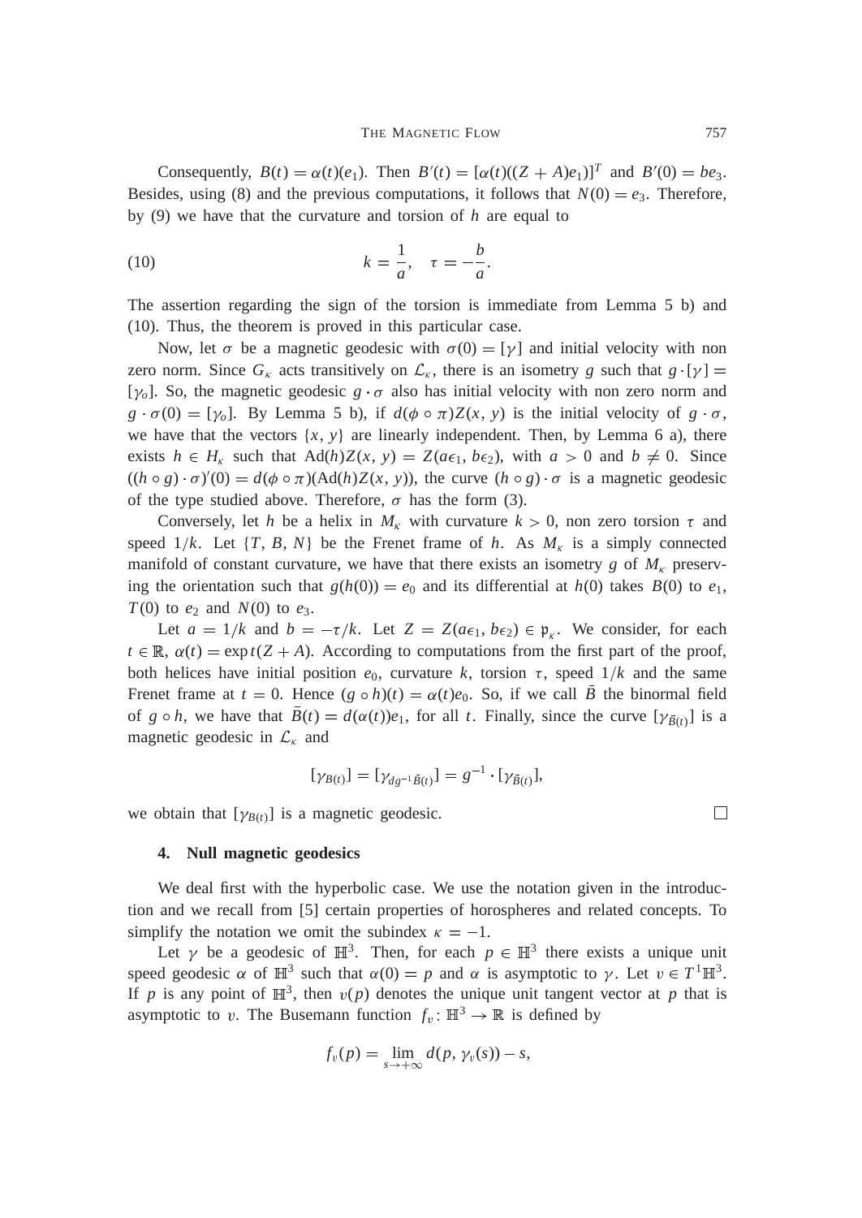Consequently, $B(t) = \alpha(t)(e_1)$. Then $B'(t) = [\alpha(t)((Z + A)e_1)]^T$ and $B'(0) = be_3$. Besides, using (8) and the previous computations, it follows that $N(0) = e_3$. Therefore, by (9) we have that the curvature and torsion of $h$ are equal to

$$k = \frac{1}{a}, \quad \tau = -\frac{b}{a}. \tag{10}$$

The assertion regarding the sign of the torsion is immediate from Lemma 5 b) and (10). Thus, the theorem is proved in this particular case.

Now, let $\sigma$ be a magnetic geodesic with $\sigma(0) = [\gamma]$ and initial velocity with non zero norm. Since $G_\kappa$ acts transitively on $\mathcal{L}_\kappa$, there is an isometry $g$ such that $g \cdot [\gamma] = [\gamma_o]$. So, the magnetic geodesic $g \cdot \sigma$ also has initial velocity with non zero norm and $g \cdot \sigma(0) = [\gamma_o]$. By Lemma 5 b), if $d(\phi \circ \pi)Z(x, y)$ is the initial velocity of $g \cdot \sigma$, we have that the vectors $\{x, y\}$ are linearly independent. Then, by Lemma 6 a), there exists $h \in H_\kappa$ such that $\mathrm{Ad}(h)Z(x, y) = Z(a\epsilon_1, b\epsilon_2)$, with $a > 0$ and $b \neq 0$. Since $((h \circ g) \cdot \sigma)'(0) = d(\phi \circ \pi)(\mathrm{Ad}(h)Z(x, y))$, the curve $(h \circ g) \cdot \sigma$ is a magnetic geodesic of the type studied above. Therefore, $\sigma$ has the form (3).

Conversely, let $h$ be a helix in $M_\kappa$ with curvature $k > 0$, non zero torsion $\tau$ and speed $1/k$. Let $\{T, B, N\}$ be the Frenet frame of $h$. As $M_\kappa$ is a simply connected manifold of constant curvature, we have that there exists an isometry $g$ of $M_\kappa$ preserving the orientation such that $g(h(0)) = e_0$ and its differential at $h(0)$ takes $B(0)$ to $e_1$, $T(0)$ to $e_2$ and $N(0)$ to $e_3$.

Let $a = 1/k$ and $b = -\tau/k$. Let $Z = Z(a\epsilon_1, b\epsilon_2) \in \mathfrak{p}_\kappa$. We consider, for each $t \in \mathbb{R}$, $\alpha(t) = \exp t(Z + A)$. According to computations from the first part of the proof, both helices have initial position $e_0$, curvature $k$, torsion $\tau$, speed $1/k$ and the same Frenet frame at $t = 0$. Hence $(g \circ h)(t) = \alpha(t)e_0$. So, if we call $\bar{B}$ the binormal field of $g \circ h$, we have that $\bar{B}(t) = d(\alpha(t))e_1$, for all $t$. Finally, since the curve $[\gamma_{\bar{B}(t)}]$ is a magnetic geodesic in $\mathcal{L}_\kappa$ and

$$[\gamma_{B(t)}] = [\gamma_{dg^{-1}\bar{B}(t)}] = g^{-1} \cdot [\gamma_{\bar{B}(t)}],$$

we obtain that $[\gamma_{B(t)}]$ is a magnetic geodesic. □

### 4. Null magnetic geodesics

We deal first with the hyperbolic case. We use the notation given in the introduction and we recall from [5] certain properties of horospheres and related concepts. To simplify the notation we omit the subindex $\kappa = -1$.

Let $\gamma$ be a geodesic of $\mathbb{H}^3$. Then, for each $p \in \mathbb{H}^3$ there exists a unique unit speed geodesic $\alpha$ of $\mathbb{H}^3$ such that $\alpha(0) = p$ and $\alpha$ is asymptotic to $\gamma$. Let $v \in T^1\mathbb{H}^3$. If $p$ is any point of $\mathbb{H}^3$, then $v(p)$ denotes the unique unit tangent vector at $p$ that is asymptotic to $v$. The Busemann function $f_v \colon \mathbb{H}^3 \to \mathbb{R}$ is defined by

$$f_v(p) = \lim_{s \to +\infty} d(p, \gamma_v(s)) - s,$$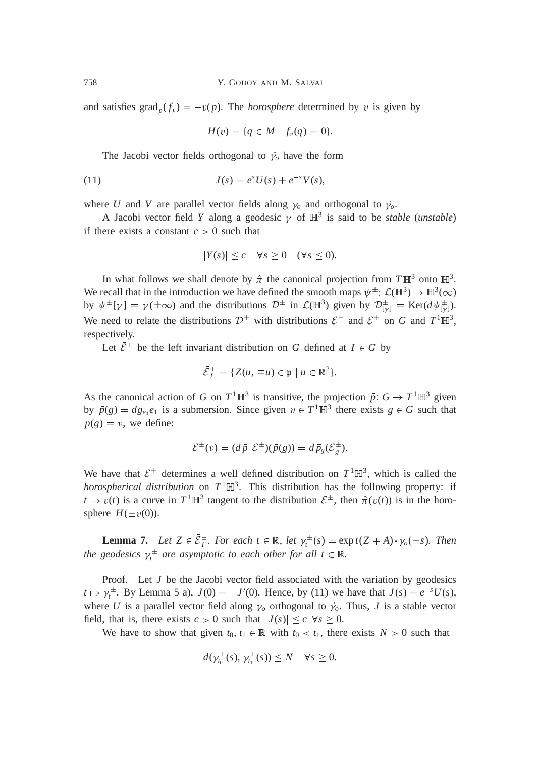and satisfies $\text{grad}_p(f_v) = -v(p)$. The *horosphere* determined by $v$ is given by

$$H(v) = \{q \in M \mid f_v(q) = 0\}.$$

The Jacobi vector fields orthogonal to $\dot{\gamma_o}$ have the form

$$J(s) = e^s U(s) + e^{-s} V(s), \tag{11}$$

where $U$ and $V$ are parallel vector fields along $\gamma_o$ and orthogonal to $\dot{\gamma_o}$.

A Jacobi vector field $Y$ along a geodesic $\gamma$ of $\mathbb{H}^3$ is said to be *stable* (*unstable*) if there exists a constant $c > 0$ such that

$$|Y(s)| \leq c \quad \forall s \geq 0 \quad (\forall s \leq 0).$$

In what follows we shall denote by $\hat{\pi}$ the canonical projection from $T\mathbb{H}^3$ onto $\mathbb{H}^3$. We recall that in the introduction we have defined the smooth maps $\psi^{\pm}\colon \mathcal{L}(\mathbb{H}^3) \to \mathbb{H}^3(\infty)$ by $\psi^{\pm}[\gamma] = \gamma(\pm\infty)$ and the distributions $\mathcal{D}^{\pm}$ in $\mathcal{L}(\mathbb{H}^3)$ given by $\mathcal{D}^{\pm}_{[\gamma]} = \text{Ker}(d\psi^{\pm}_{[\gamma]})$. We need to relate the distributions $\mathcal{D}^{\pm}$ with distributions $\bar{\mathcal{E}}^{\pm}$ and $\mathcal{E}^{\pm}$ on $G$ and $T^1\mathbb{H}^3$, respectively.

Let $\bar{\mathcal{E}}^{\pm}$ be the left invariant distribution on $G$ defined at $I \in G$ by

$$\bar{\mathcal{E}}^{\pm}_I = \{Z(u, \mp u) \in \mathfrak{p} \mid u \in \mathbb{R}^2\}.$$

As the canonical action of $G$ on $T^1\mathbb{H}^3$ is transitive, the projection $\bar{p}\colon G \to T^1\mathbb{H}^3$ given by $\bar{p}(g) = dg_{e_0}e_1$ is a submersion. Since given $v \in T^1\mathbb{H}^3$ there exists $g \in G$ such that $\bar{p}(g) = v$, we define:

$$\mathcal{E}^{\pm}(v) = (d\bar{p}\ \bar{\mathcal{E}}^{\pm})(\bar{p}(g)) = d\bar{p}_g(\bar{\mathcal{E}}^{\pm}_g).$$

We have that $\mathcal{E}^{\pm}$ determines a well defined distribution on $T^1\mathbb{H}^3$, which is called the *horospherical distribution* on $T^1\mathbb{H}^3$. This distribution has the following property: if $t \mapsto v(t)$ is a curve in $T^1\mathbb{H}^3$ tangent to the distribution $\mathcal{E}^{\pm}$, then $\hat{\pi}(v(t))$ is in the horosphere $H(\pm v(0))$.

**Lemma 7.** *Let $Z \in \bar{\mathcal{E}}^{\pm}_I$. For each $t \in \mathbb{R}$, let $\gamma_t^{\pm}(s) = \exp t(Z + A) \cdot \gamma_o(\pm s)$. Then the geodesics $\gamma_t^{\pm}$ are asymptotic to each other for all $t \in \mathbb{R}$.*

Proof. Let $J$ be the Jacobi vector field associated with the variation by geodesics $t \mapsto \gamma_t^{\pm}$. By Lemma 5 a), $J(0) = -J'(0)$. Hence, by (11) we have that $J(s) = e^{-s}U(s)$, where $U$ is a parallel vector field along $\gamma_o$ orthogonal to $\dot{\gamma_o}$. Thus, $J$ is a stable vector field, that is, there exists $c > 0$ such that $|J(s)| \leq c\ \forall s \geq 0$.

We have to show that given $t_0, t_1 \in \mathbb{R}$ with $t_0 < t_1$, there exists $N > 0$ such that

$$d(\gamma_{t_0}^{\pm}(s), \gamma_{t_1}^{\pm}(s)) \leq N \quad \forall s \geq 0.$$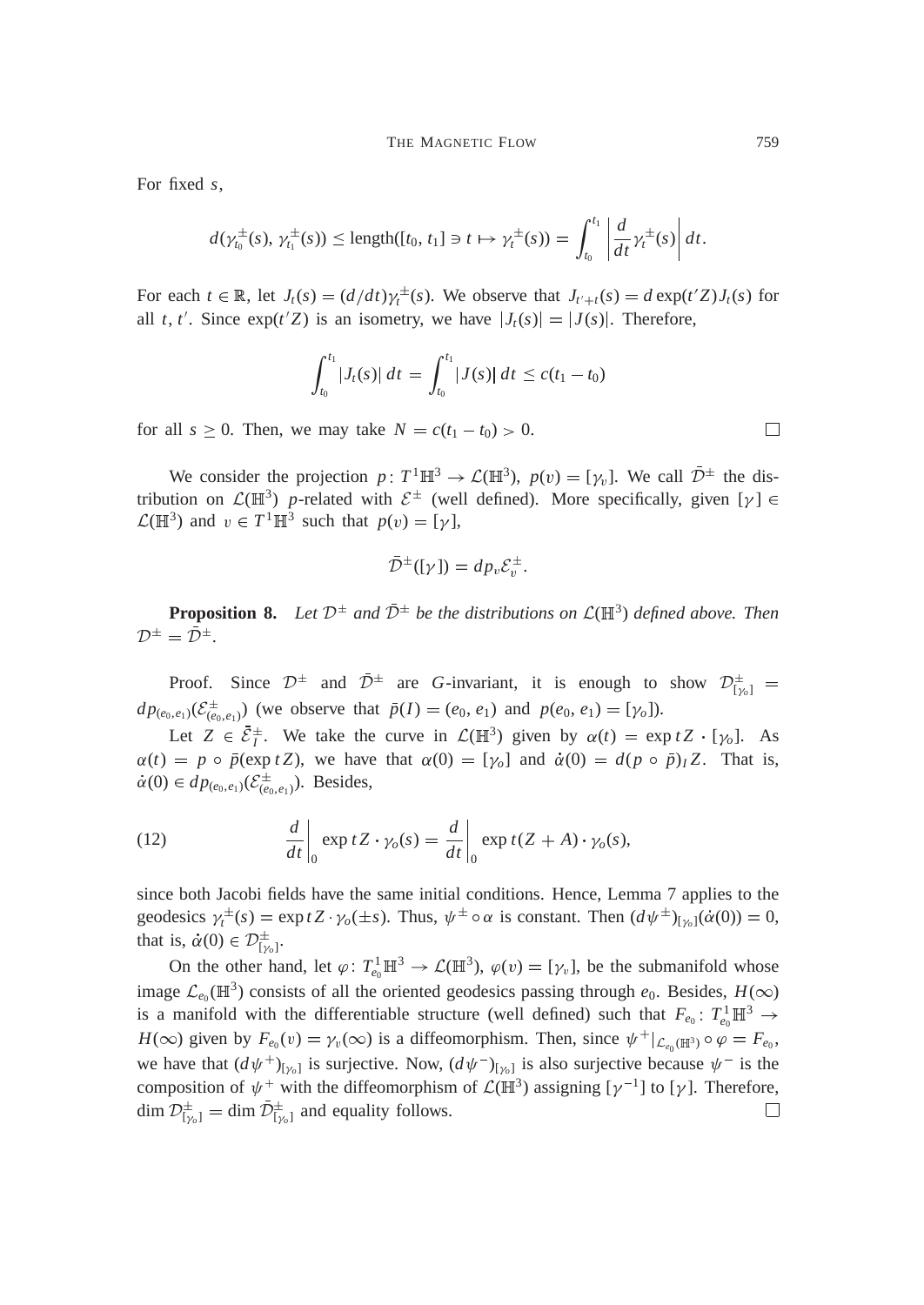For fixed $s$,

$$d(\gamma_{t_0}^{\pm}(s), \gamma_{t_1}^{\pm}(s)) \leq \text{length}([t_0, t_1] \ni t \mapsto \gamma_t^{\pm}(s)) = \int_{t_0}^{t_1} \left| \frac{d}{dt} \gamma_t^{\pm}(s) \right| dt.$$

For each $t \in \mathbb{R}$, let $J_t(s) = (d/dt)\gamma_t^{\pm}(s)$. We observe that $J_{t'+t}(s) = d\exp(t'Z)J_t(s)$ for all $t, t'$. Since $\exp(t'Z)$ is an isometry, we have $|J_t(s)| = |J(s)|$. Therefore,

$$\int_{t_0}^{t_1} |J_t(s)|\, dt = \int_{t_0}^{t_1} |J(s)|\, dt \leq c(t_1 - t_0)$$

for all $s \geq 0$. Then, we may take $N = c(t_1 - t_0) > 0$. $\square$

We consider the projection $p\colon T^1\mathbb{H}^3 \to \mathcal{L}(\mathbb{H}^3)$, $p(v) = [\gamma_v]$. We call $\bar{\mathcal{D}}^{\pm}$ the distribution on $\mathcal{L}(\mathbb{H}^3)$ $p$-related with $\mathcal{E}^{\pm}$ (well defined). More specifically, given $[\gamma] \in \mathcal{L}(\mathbb{H}^3)$ and $v \in T^1\mathbb{H}^3$ such that $p(v) = [\gamma]$,

$$\bar{\mathcal{D}}^{\pm}([\gamma]) = dp_v \mathcal{E}_v^{\pm}.$$

**Proposition 8.** *Let $\mathcal{D}^{\pm}$ and $\bar{\mathcal{D}}^{\pm}$ be the distributions on $\mathcal{L}(\mathbb{H}^3)$ defined above. Then $\mathcal{D}^{\pm} = \bar{\mathcal{D}}^{\pm}$.*

*Proof.* Since $\mathcal{D}^{\pm}$ and $\bar{\mathcal{D}}^{\pm}$ are $G$-invariant, it is enough to show $\mathcal{D}^{\pm}_{[\gamma_o]} = dp_{(e_0,e_1)}(\mathcal{E}^{\pm}_{(e_0,e_1)})$ (we observe that $\bar{p}(I) = (e_0, e_1)$ and $p(e_0, e_1) = [\gamma_o]$).

Let $Z \in \bar{\mathcal{E}}_I^{\pm}$. We take the curve in $\mathcal{L}(\mathbb{H}^3)$ given by $\alpha(t) = \exp tZ \cdot [\gamma_o]$. As $\alpha(t) = p \circ \bar{p}(\exp tZ)$, we have that $\alpha(0) = [\gamma_o]$ and $\dot{\alpha}(0) = d(p \circ \bar{p})_I Z$. That is, $\dot{\alpha}(0) \in dp_{(e_0,e_1)}(\mathcal{E}^{\pm}_{(e_0,e_1)})$. Besides,

$$\frac{d}{dt}\bigg|_0 \exp tZ \cdot \gamma_o(s) = \frac{d}{dt}\bigg|_0 \exp t(Z + A) \cdot \gamma_o(s), \tag{12}$$

since both Jacobi fields have the same initial conditions. Hence, Lemma 7 applies to the geodesics $\gamma_t^{\pm}(s) = \exp tZ \cdot \gamma_o(\pm s)$. Thus, $\psi^{\pm} \circ \alpha$ is constant. Then $(d\psi^{\pm})_{[\gamma_o]}(\dot{\alpha}(0)) = 0$, that is, $\dot{\alpha}(0) \in \mathcal{D}^{\pm}_{[\gamma_o]}$.

On the other hand, let $\varphi\colon T^1_{e_0}\mathbb{H}^3 \to \mathcal{L}(\mathbb{H}^3)$, $\varphi(v) = [\gamma_v]$, be the submanifold whose image $\mathcal{L}_{e_0}(\mathbb{H}^3)$ consists of all the oriented geodesics passing through $e_0$. Besides, $H(\infty)$ is a manifold with the differentiable structure (well defined) such that $F_{e_0}\colon T^1_{e_0}\mathbb{H}^3 \to H(\infty)$ given by $F_{e_0}(v) = \gamma_v(\infty)$ is a diffeomorphism. Then, since $\psi^+|_{\mathcal{L}_{e_0}(\mathbb{H}^3)} \circ \varphi = F_{e_0}$, we have that $(d\psi^+)_{[\gamma_o]}$ is surjective. Now, $(d\psi^-)_{[\gamma_o]}$ is also surjective because $\psi^-$ is the composition of $\psi^+$ with the diffeomorphism of $\mathcal{L}(\mathbb{H}^3)$ assigning $[\gamma^{-1}]$ to $[\gamma]$. Therefore, $\dim \mathcal{D}^{\pm}_{[\gamma_o]} = \dim \bar{\mathcal{D}}^{\pm}_{[\gamma_o]}$ and equality follows. $\square$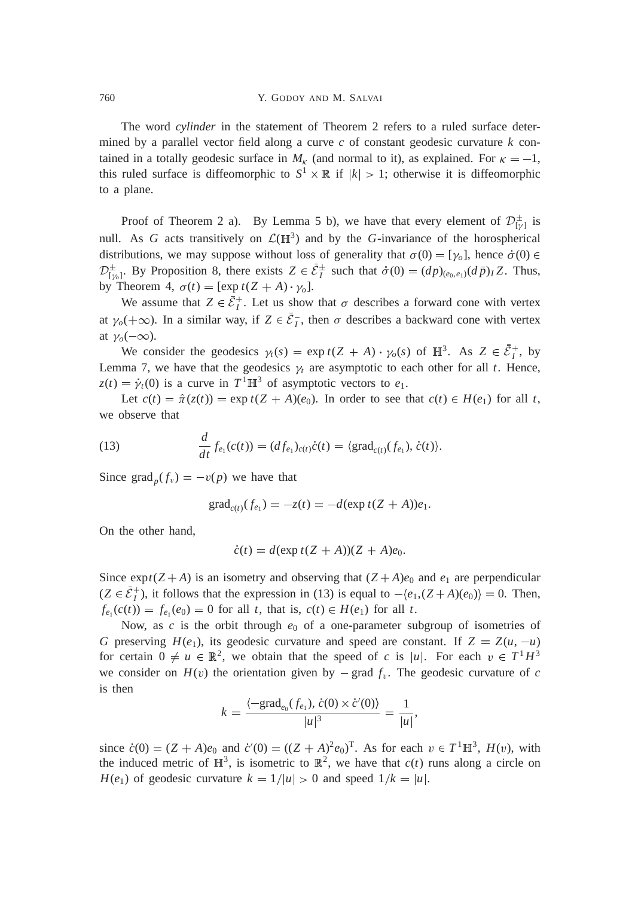The word *cylinder* in the statement of Theorem 2 refers to a ruled surface determined by a parallel vector field along a curve $c$ of constant geodesic curvature $k$ contained in a totally geodesic surface in $M_\kappa$ (and normal to it), as explained. For $\kappa = -1$, this ruled surface is diffeomorphic to $S^1 \times \mathbb{R}$ if $|k| > 1$; otherwise it is diffeomorphic to a plane.

Proof of Theorem 2 a). By Lemma 5 b), we have that every element of $\mathcal{D}^{\pm}_{[\gamma]}$ is null. As $G$ acts transitively on $\mathcal{L}(\mathbb{H}^3)$ and by the $G$-invariance of the horospherical distributions, we may suppose without loss of generality that $\sigma(0) = [\gamma_o]$, hence $\dot\sigma(0) \in \mathcal{D}^{\pm}_{[\gamma_o]}$. By Proposition 8, there exists $Z \in \bar{\mathcal{E}}^{\pm}_I$ such that $\dot\sigma(0) = (dp)_{(e_0,e_1)}(d\bar p)_I Z$. Thus, by Theorem 4, $\sigma(t) = [\exp t(Z + A) \cdot \gamma_o]$.

We assume that $Z \in \bar{\mathcal{E}}^{+}_I$. Let us show that $\sigma$ describes a forward cone with vertex at $\gamma_o(+\infty)$. In a similar way, if $Z \in \bar{\mathcal{E}}^{-}_I$, then $\sigma$ describes a backward cone with vertex at $\gamma_o(-\infty)$.

We consider the geodesics $\gamma_t(s) = \exp t(Z + A) \cdot \gamma_o(s)$ of $\mathbb{H}^3$. As $Z \in \bar{\mathcal{E}}^{+}_I$, by Lemma 7, we have that the geodesics $\gamma_t$ are asymptotic to each other for all $t$. Hence, $z(t) = \dot\gamma_t(0)$ is a curve in $T^1\mathbb{H}^3$ of asymptotic vectors to $e_1$.

Let $c(t) = \hat\pi(z(t)) = \exp t(Z + A)(e_0)$. In order to see that $c(t) \in H(e_1)$ for all $t$, we observe that

$$\frac{d}{dt} f_{e_1}(c(t)) = (df_{e_1})_{c(t)}\dot c(t) = \langle \operatorname{grad}_{c(t)}(f_{e_1}), \dot c(t)\rangle. \tag{13}$$

Since $\operatorname{grad}_p(f_v) = -v(p)$ we have that

$$\operatorname{grad}_{c(t)}(f_{e_1}) = -z(t) = -d(\exp t(Z + A))e_1.$$

On the other hand,

$$\dot c(t) = d(\exp t(Z + A))(Z + A)e_0.$$

Since $\exp t(Z + A)$ is an isometry and observing that $(Z + A)e_0$ and $e_1$ are perpendicular ($Z \in \bar{\mathcal{E}}^{+}_I$), it follows that the expression in (13) is equal to $-\langle e_1, (Z + A)(e_0)\rangle = 0$. Then, $f_{e_1}(c(t)) = f_{e_1}(e_0) = 0$ for all $t$, that is, $c(t) \in H(e_1)$ for all $t$.

Now, as $c$ is the orbit through $e_0$ of a one-parameter subgroup of isometries of $G$ preserving $H(e_1)$, its geodesic curvature and speed are constant. If $Z = Z(u, -u)$ for certain $0 \neq u \in \mathbb{R}^2$, we obtain that the speed of $c$ is $|u|$. For each $v \in T^1H^3$ we consider on $H(v)$ the orientation given by $-\operatorname{grad} f_v$. The geodesic curvature of $c$ is then

$$k = \frac{\langle -\operatorname{grad}_{e_0}(f_{e_1}), \dot c(0) \times \dot c'(0)\rangle}{|u|^3} = \frac{1}{|u|},$$

since $\dot c(0) = (Z + A)e_0$ and $\dot c'(0) = ((Z + A)^2 e_0)^{\mathrm{T}}$. As for each $v \in T^1\mathbb{H}^3$, $H(v)$, with the induced metric of $\mathbb{H}^3$, is isometric to $\mathbb{R}^2$, we have that $c(t)$ runs along a circle on $H(e_1)$ of geodesic curvature $k = 1/|u| > 0$ and speed $1/k = |u|$.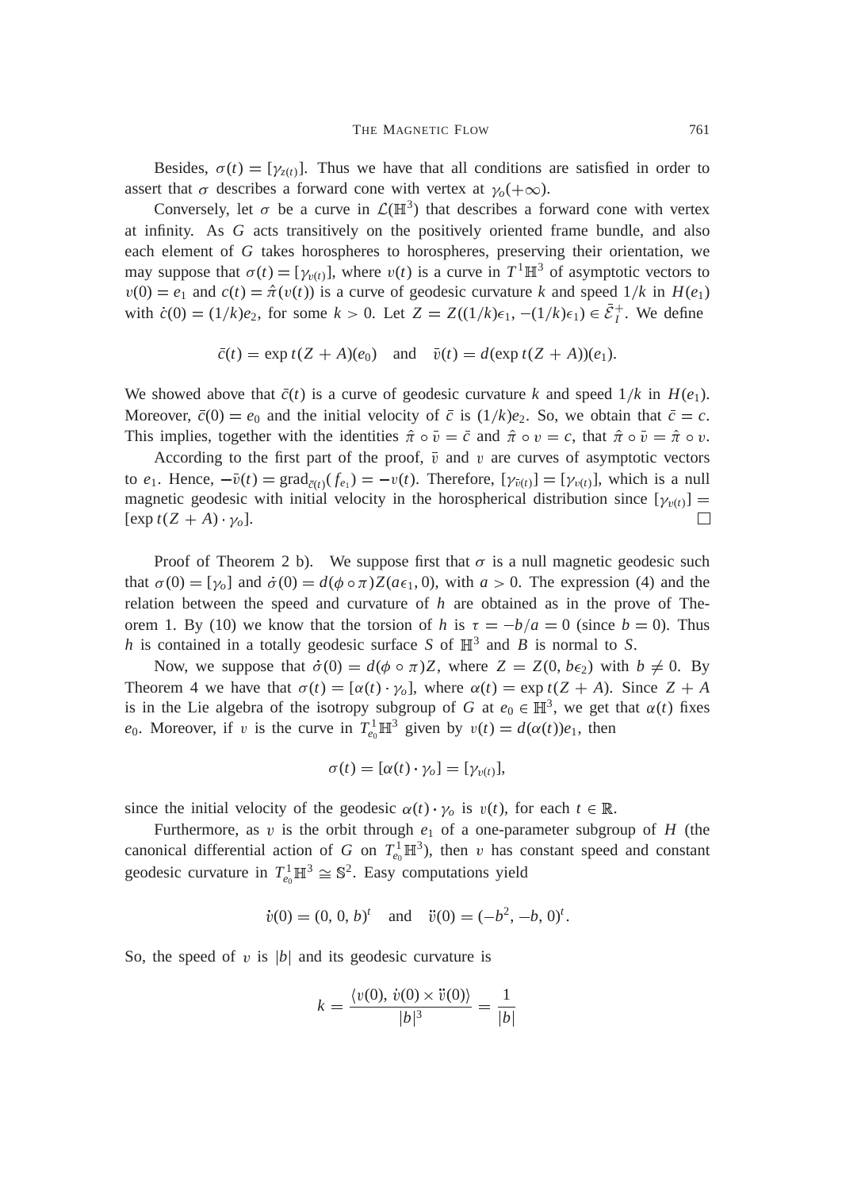Besides, $\sigma(t) = [\gamma_{z(t)}]$. Thus we have that all conditions are satisfied in order to assert that $\sigma$ describes a forward cone with vertex at $\gamma_o(+\infty)$.

Conversely, let $\sigma$ be a curve in $\mathcal{L}(\mathbb{H}^3)$ that describes a forward cone with vertex at infinity. As $G$ acts transitively on the positively oriented frame bundle, and also each element of $G$ takes horospheres to horospheres, preserving their orientation, we may suppose that $\sigma(t) = [\gamma_{v(t)}]$, where $v(t)$ is a curve in $T^1\mathbb{H}^3$ of asymptotic vectors to $v(0) = e_1$ and $c(t) = \hat{\pi}(v(t))$ is a curve of geodesic curvature $k$ and speed $1/k$ in $H(e_1)$ with $\dot{c}(0) = (1/k)e_2$, for some $k > 0$. Let $Z = Z((1/k)\epsilon_1, -(1/k)\epsilon_1) \in \bar{\mathcal{E}}_I^+$. We define

$$\bar{c}(t) = \exp t(Z + A)(e_0) \quad \text{and} \quad \bar{v}(t) = d(\exp t(Z + A))(e_1).$$

We showed above that $\bar{c}(t)$ is a curve of geodesic curvature $k$ and speed $1/k$ in $H(e_1)$. Moreover, $\bar{c}(0) = e_0$ and the initial velocity of $\bar{c}$ is $(1/k)e_2$. So, we obtain that $\bar{c} = c$. This implies, together with the identities $\hat{\pi} \circ \bar{v} = \bar{c}$ and $\hat{\pi} \circ v = c$, that $\hat{\pi} \circ \bar{v} = \hat{\pi} \circ v$.

According to the first part of the proof, $\bar{v}$ and $v$ are curves of asymptotic vectors to $e_1$. Hence, $-\bar{v}(t) = \operatorname{grad}_{\bar{c}(t)}(f_{e_1}) = -v(t)$. Therefore, $[\gamma_{\bar{v}(t)}] = [\gamma_{v(t)}]$, which is a null magnetic geodesic with initial velocity in the horospherical distribution since $[\gamma_{v(t)}] = [\exp t(Z + A) \cdot \gamma_o]$. □

Proof of Theorem 2 b). We suppose first that $\sigma$ is a null magnetic geodesic such that $\sigma(0) = [\gamma_o]$ and $\dot{\sigma}(0) = d(\phi \circ \pi) Z(a\epsilon_1, 0)$, with $a > 0$. The expression (4) and the relation between the speed and curvature of $h$ are obtained as in the prove of Theorem 1. By (10) we know that the torsion of $h$ is $\tau = -b/a = 0$ (since $b = 0$). Thus $h$ is contained in a totally geodesic surface $S$ of $\mathbb{H}^3$ and $B$ is normal to $S$.

Now, we suppose that $\dot{\sigma}(0) = d(\phi \circ \pi) Z$, where $Z = Z(0, b\epsilon_2)$ with $b \neq 0$. By Theorem 4 we have that $\sigma(t) = [\alpha(t) \cdot \gamma_o]$, where $\alpha(t) = \exp t(Z + A)$. Since $Z + A$ is in the Lie algebra of the isotropy subgroup of $G$ at $e_0 \in \mathbb{H}^3$, we get that $\alpha(t)$ fixes $e_0$. Moreover, if $v$ is the curve in $T^1_{e_0}\mathbb{H}^3$ given by $v(t) = d(\alpha(t))e_1$, then

$$\sigma(t) = [\alpha(t) \cdot \gamma_o] = [\gamma_{v(t)}],$$

since the initial velocity of the geodesic $\alpha(t) \cdot \gamma_o$ is $v(t)$, for each $t \in \mathbb{R}$.

Furthermore, as $v$ is the orbit through $e_1$ of a one-parameter subgroup of $H$ (the canonical differential action of $G$ on $T^1_{e_0}\mathbb{H}^3$), then $v$ has constant speed and constant geodesic curvature in $T^1_{e_0}\mathbb{H}^3 \cong \mathbb{S}^2$. Easy computations yield

$$\dot{v}(0) = (0, 0, b)^t \quad \text{and} \quad \ddot{v}(0) = (-b^2, -b, 0)^t.$$

So, the speed of $v$ is $|b|$ and its geodesic curvature is

$$k = \frac{\langle v(0), \dot{v}(0) \times \ddot{v}(0) \rangle}{|b|^3} = \frac{1}{|b|}$$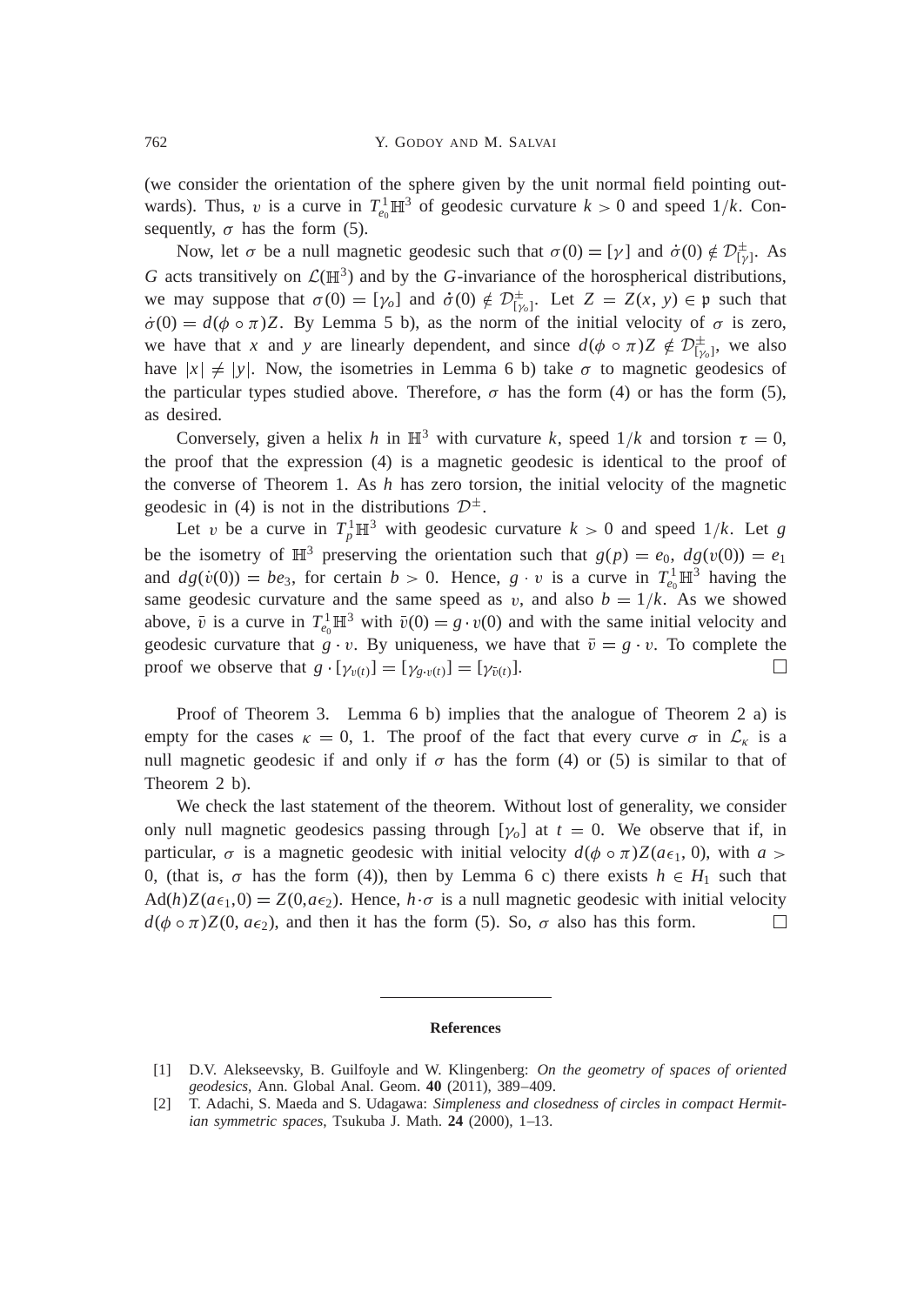(we consider the orientation of the sphere given by the unit normal field pointing outwards). Thus, $v$ is a curve in $T^1_{e_0}\mathbb{H}^3$ of geodesic curvature $k > 0$ and speed $1/k$. Consequently, $\sigma$ has the form (5).

Now, let $\sigma$ be a null magnetic geodesic such that $\sigma(0) = [\gamma]$ and $\dot{\sigma}(0) \notin \mathcal{D}^{\pm}_{[\gamma]}$. As $G$ acts transitively on $\mathcal{L}(\mathbb{H}^3)$ and by the $G$-invariance of the horospherical distributions, we may suppose that $\sigma(0) = [\gamma_o]$ and $\dot{\sigma}(0) \notin \mathcal{D}^{\pm}_{[\gamma_o]}$. Let $Z = Z(x, y) \in \mathfrak{p}$ such that $\dot{\sigma}(0) = d(\phi \circ \pi)Z$. By Lemma 5 b), as the norm of the initial velocity of $\sigma$ is zero, we have that $x$ and $y$ are linearly dependent, and since $d(\phi \circ \pi)Z \notin \mathcal{D}^{\pm}_{[\gamma_o]}$, we also have $|x| \neq |y|$. Now, the isometries in Lemma 6 b) take $\sigma$ to magnetic geodesics of the particular types studied above. Therefore, $\sigma$ has the form (4) or has the form (5), as desired.

Conversely, given a helix $h$ in $\mathbb{H}^3$ with curvature $k$, speed $1/k$ and torsion $\tau = 0$, the proof that the expression (4) is a magnetic geodesic is identical to the proof of the converse of Theorem 1. As $h$ has zero torsion, the initial velocity of the magnetic geodesic in (4) is not in the distributions $\mathcal{D}^{\pm}$.

Let $v$ be a curve in $T^1_p\mathbb{H}^3$ with geodesic curvature $k > 0$ and speed $1/k$. Let $g$ be the isometry of $\mathbb{H}^3$ preserving the orientation such that $g(p) = e_0$, $dg(v(0)) = e_1$ and $dg(\dot{v}(0)) = be_3$, for certain $b > 0$. Hence, $g \cdot v$ is a curve in $T^1_{e_0}\mathbb{H}^3$ having the same geodesic curvature and the same speed as $v$, and also $b = 1/k$. As we showed above, $\bar{v}$ is a curve in $T^1_{e_0}\mathbb{H}^3$ with $\bar{v}(0) = g \cdot v(0)$ and with the same initial velocity and geodesic curvature that $g \cdot v$. By uniqueness, we have that $\bar{v} = g \cdot v$. To complete the proof we observe that $g \cdot [\gamma_{v(t)}] = [\gamma_{g \cdot v(t)}] = [\gamma_{\bar{v}(t)}]$. □

Proof of Theorem 3. Lemma 6 b) implies that the analogue of Theorem 2 a) is empty for the cases $\kappa = 0, 1$. The proof of the fact that every curve $\sigma$ in $\mathcal{L}_\kappa$ is a null magnetic geodesic if and only if $\sigma$ has the form (4) or (5) is similar to that of Theorem 2 b).

We check the last statement of the theorem. Without lost of generality, we consider only null magnetic geodesics passing through $[\gamma_o]$ at $t = 0$. We observe that if, in particular, $\sigma$ is a magnetic geodesic with initial velocity $d(\phi \circ \pi)Z(a\epsilon_1, 0)$, with $a > 0$, (that is, $\sigma$ has the form (4)), then by Lemma 6 c) there exists $h \in H_1$ such that $\operatorname{Ad}(h)Z(a\epsilon_1, 0) = Z(0, a\epsilon_2)$. Hence, $h \cdot \sigma$ is a null magnetic geodesic with initial velocity $d(\phi \circ \pi)Z(0, a\epsilon_2)$, and then it has the form (5). So, $\sigma$ also has this form. □

## References

[1] D.V. Alekseevsky, B. Guilfoyle and W. Klingenberg: *On the geometry of spaces of oriented geodesics*, Ann. Global Anal. Geom. **40** (2011), 389–409.

[2] T. Adachi, S. Maeda and S. Udagawa: *Simpleness and closedness of circles in compact Hermitian symmetric spaces*, Tsukuba J. Math. **24** (2000), 1–13.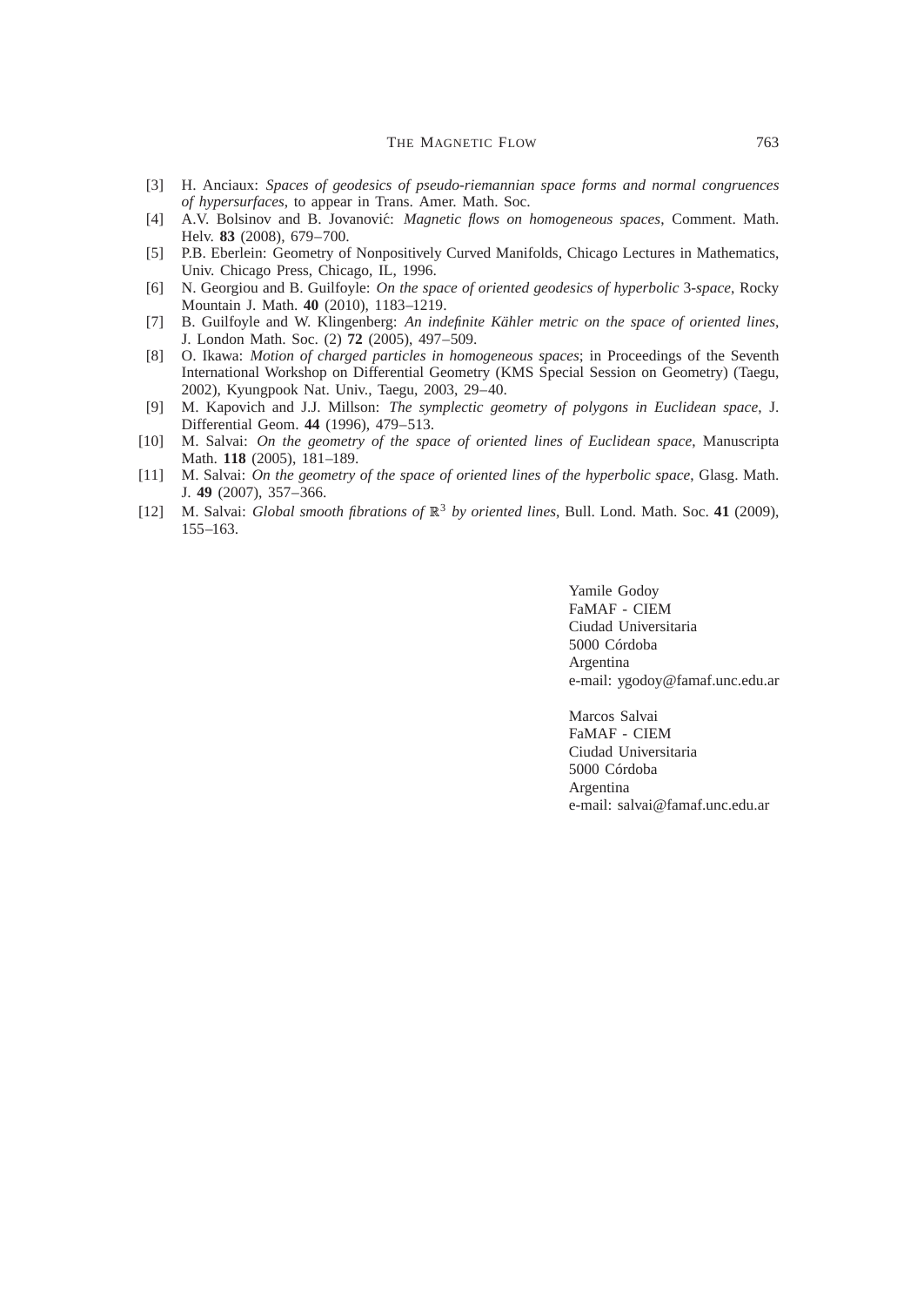[3] H. Anciaux: *Spaces of geodesics of pseudo-riemannian space forms and normal congruences of hypersurfaces*, to appear in Trans. Amer. Math. Soc.

[4] A.V. Bolsinov and B. Jovanović: *Magnetic flows on homogeneous spaces*, Comment. Math. Helv. **83** (2008), 679–700.

[5] P.B. Eberlein: Geometry of Nonpositively Curved Manifolds, Chicago Lectures in Mathematics, Univ. Chicago Press, Chicago, IL, 1996.

[6] N. Georgiou and B. Guilfoyle: *On the space of oriented geodesics of hyperbolic* 3*-space*, Rocky Mountain J. Math. **40** (2010), 1183–1219.

[7] B. Guilfoyle and W. Klingenberg: *An indefinite Kähler metric on the space of oriented lines*, J. London Math. Soc. (2) **72** (2005), 497–509.

[8] O. Ikawa: *Motion of charged particles in homogeneous spaces*; in Proceedings of the Seventh International Workshop on Differential Geometry (KMS Special Session on Geometry) (Taegu, 2002), Kyungpook Nat. Univ., Taegu, 2003, 29–40.

[9] M. Kapovich and J.J. Millson: *The symplectic geometry of polygons in Euclidean space*, J. Differential Geom. **44** (1996), 479–513.

[10] M. Salvai: *On the geometry of the space of oriented lines of Euclidean space*, Manuscripta Math. **118** (2005), 181–189.

[11] M. Salvai: *On the geometry of the space of oriented lines of the hyperbolic space*, Glasg. Math. J. **49** (2007), 357–366.

[12] M. Salvai: *Global smooth fibrations of* $\mathbb{R}^3$ *by oriented lines*, Bull. Lond. Math. Soc. **41** (2009), 155–163.

Yamile Godoy
FaMAF - CIEM
Ciudad Universitaria
5000 Córdoba
Argentina
e-mail: ygodoy@famaf.unc.edu.ar

Marcos Salvai
FaMAF - CIEM
Ciudad Universitaria
5000 Córdoba
Argentina
e-mail: salvai@famaf.unc.edu.ar